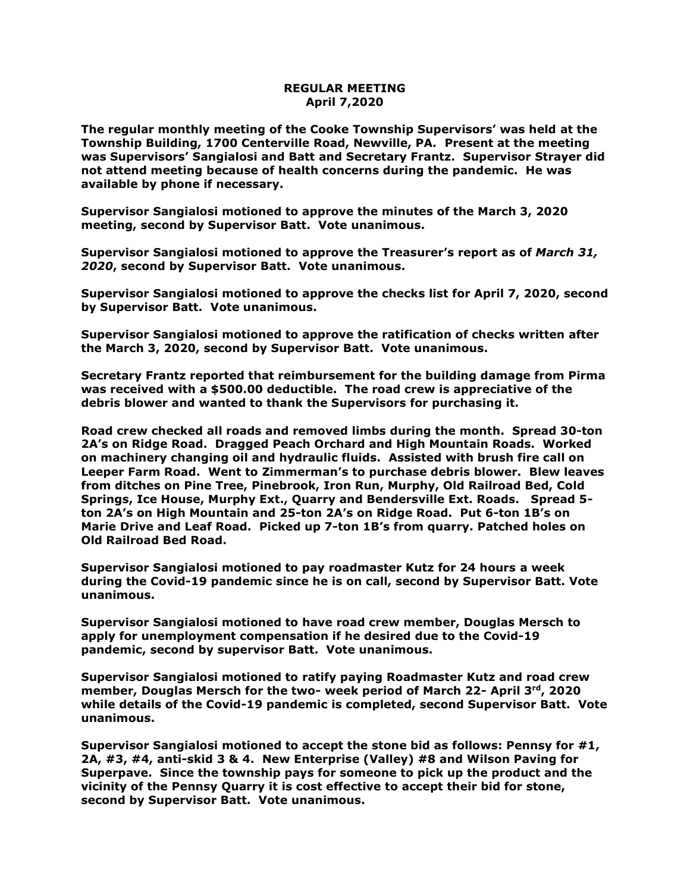**REGULAR MEETING**
**April 7,2020**

**The regular monthly meeting of the Cooke Township Supervisors' was held at the Township Building, 1700 Centerville Road, Newville, PA. Present at the meeting was Supervisors' Sangialosi and Batt and Secretary Frantz. Supervisor Strayer did not attend meeting because of health concerns during the pandemic. He was available by phone if necessary.**

**Supervisor Sangialosi motioned to approve the minutes of the March 3, 2020 meeting, second by Supervisor Batt. Vote unanimous.**

**Supervisor Sangialosi motioned to approve the Treasurer's report as of *March 31, 2020*, second by Supervisor Batt. Vote unanimous.**

**Supervisor Sangialosi motioned to approve the checks list for April 7, 2020, second by Supervisor Batt. Vote unanimous.**

**Supervisor Sangialosi motioned to approve the ratification of checks written after the March 3, 2020, second by Supervisor Batt. Vote unanimous.**

**Secretary Frantz reported that reimbursement for the building damage from Pirma was received with a $500.00 deductible. The road crew is appreciative of the debris blower and wanted to thank the Supervisors for purchasing it.**

**Road crew checked all roads and removed limbs during the month. Spread 30-ton 2A's on Ridge Road. Dragged Peach Orchard and High Mountain Roads. Worked on machinery changing oil and hydraulic fluids. Assisted with brush fire call on Leeper Farm Road. Went to Zimmerman's to purchase debris blower. Blew leaves from ditches on Pine Tree, Pinebrook, Iron Run, Murphy, Old Railroad Bed, Cold Springs, Ice House, Murphy Ext., Quarry and Bendersville Ext. Roads. Spread 5-ton 2A's on High Mountain and 25-ton 2A's on Ridge Road. Put 6-ton 1B's on Marie Drive and Leaf Road. Picked up 7-ton 1B's from quarry. Patched holes on Old Railroad Bed Road.**

**Supervisor Sangialosi motioned to pay roadmaster Kutz for 24 hours a week during the Covid-19 pandemic since he is on call, second by Supervisor Batt. Vote unanimous.**

**Supervisor Sangialosi motioned to have road crew member, Douglas Mersch to apply for unemployment compensation if he desired due to the Covid-19 pandemic, second by supervisor Batt. Vote unanimous.**

**Supervisor Sangialosi motioned to ratify paying Roadmaster Kutz and road crew member, Douglas Mersch for the two- week period of March 22- April 3rd, 2020 while details of the Covid-19 pandemic is completed, second Supervisor Batt. Vote unanimous.**

**Supervisor Sangialosi motioned to accept the stone bid as follows: Pennsy for #1, 2A, #3, #4, anti-skid 3 & 4. New Enterprise (Valley) #8 and Wilson Paving for Superpave. Since the township pays for someone to pick up the product and the vicinity of the Pennsy Quarry it is cost effective to accept their bid for stone, second by Supervisor Batt. Vote unanimous.**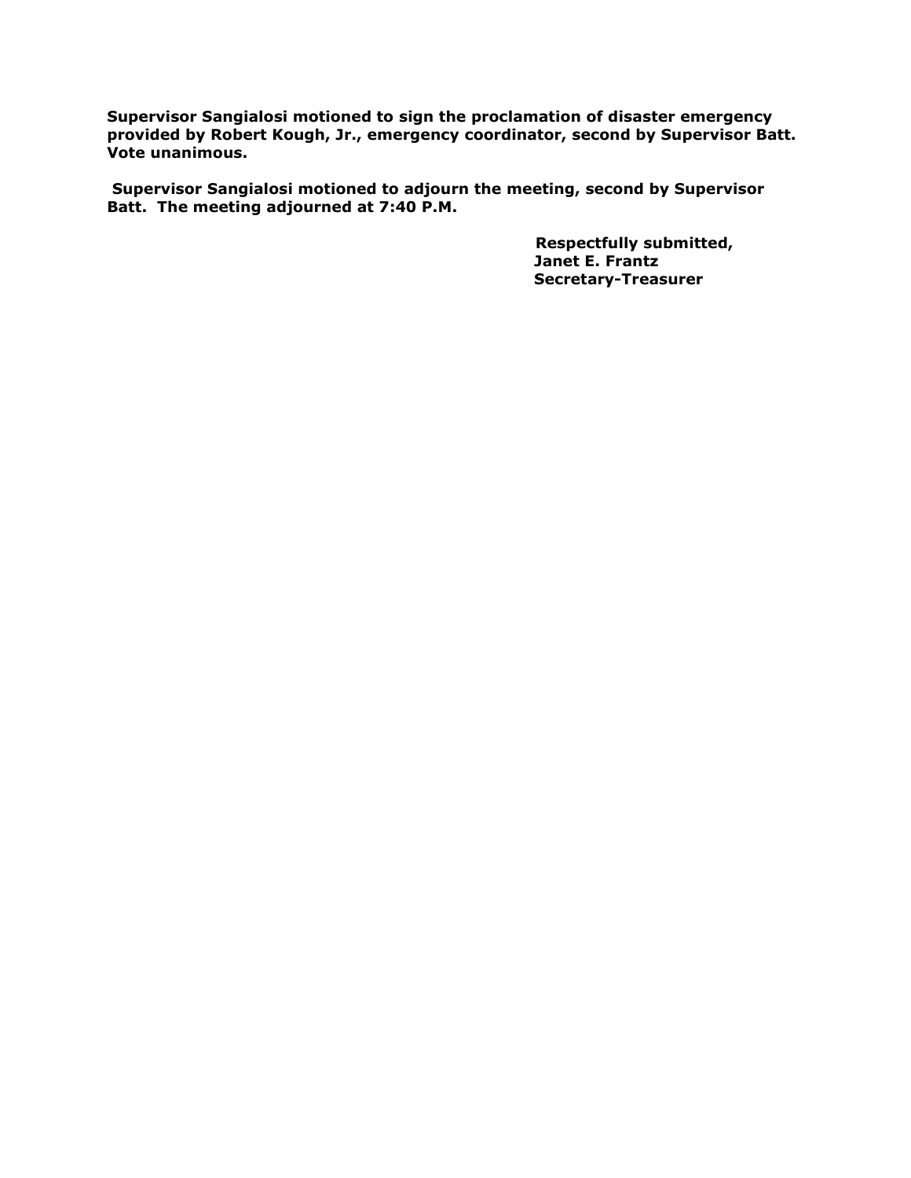**Supervisor Sangialosi motioned to sign the proclamation of disaster emergency provided by Robert Kough, Jr., emergency coordinator, second by Supervisor Batt. Vote unanimous.**

**Supervisor Sangialosi motioned to adjourn the meeting, second by Supervisor Batt. The meeting adjourned at 7:40 P.M.**

**Respectfully submitted,**
**Janet E. Frantz**
**Secretary-Treasurer**